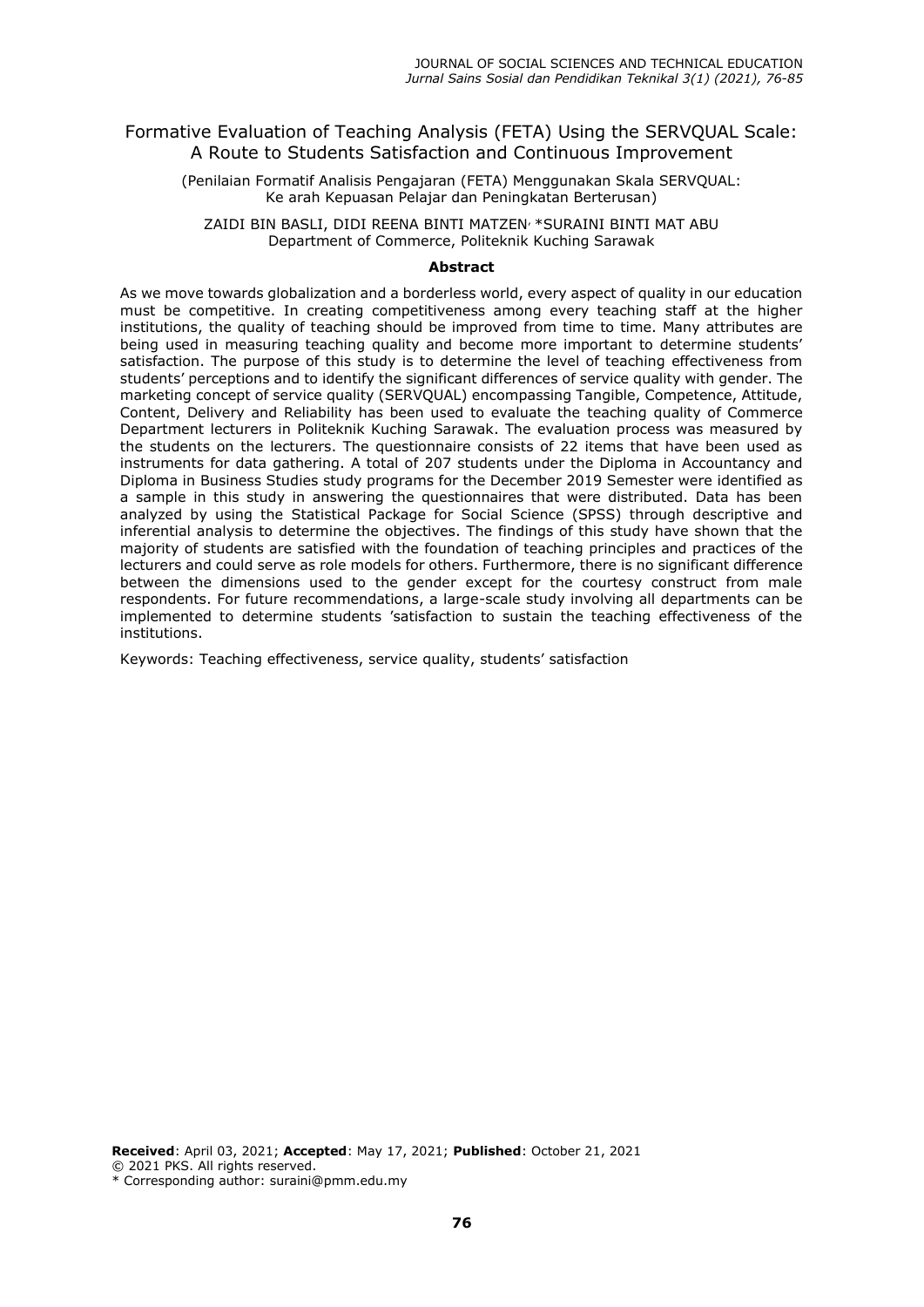# Formative Evaluation of Teaching Analysis (FETA) Using the SERVQUAL Scale: A Route to Students Satisfaction and Continuous Improvement

(Penilaian Formatif Analisis Pengajaran (FETA) Menggunakan Skala SERVQUAL: Ke arah Kepuasan Pelajar dan Peningkatan Berterusan)

ZAIDI BIN BASLI, DIDI REENA BINTI MATZEN, *SURAINI BINTI MAT ABU
Department of Commerce, Politeknik Kuching Sarawak

**Abstract**

As we move towards globalization and a borderless world, every aspect of quality in our education must be competitive. In creating competitiveness among every teaching staff at the higher institutions, the quality of teaching should be improved from time to time. Many attributes are being used in measuring teaching quality and become more important to determine students' satisfaction. The purpose of this study is to determine the level of teaching effectiveness from students' perceptions and to identify the significant differences of service quality with gender. The marketing concept of service quality (SERVQUAL) encompassing Tangible, Competence, Attitude, Content, Delivery and Reliability has been used to evaluate the teaching quality of Commerce Department lecturers in Politeknik Kuching Sarawak. The evaluation process was measured by the students on the lecturers. The questionnaire consists of 22 items that have been used as instruments for data gathering. A total of 207 students under the Diploma in Accountancy and Diploma in Business Studies study programs for the December 2019 Semester were identified as a sample in this study in answering the questionnaires that were distributed. Data has been analyzed by using the Statistical Package for Social Science (SPSS) through descriptive and inferential analysis to determine the objectives. The findings of this study have shown that the majority of students are satisfied with the foundation of teaching principles and practices of the lecturers and could serve as role models for others. Furthermore, there is no significant difference between the dimensions used to the gender except for the courtesy construct from male respondents. For future recommendations, a large-scale study involving all departments can be implemented to determine students 'satisfaction to sustain the teaching effectiveness of the institutions.

Keywords: Teaching effectiveness, service quality, students' satisfaction

**Received**: April 03, 2021; **Accepted**: May 17, 2021; **Published**: October 21, 2021
© 2021 PKS. All rights reserved.
* Corresponding author: suraini@pmm.edu.my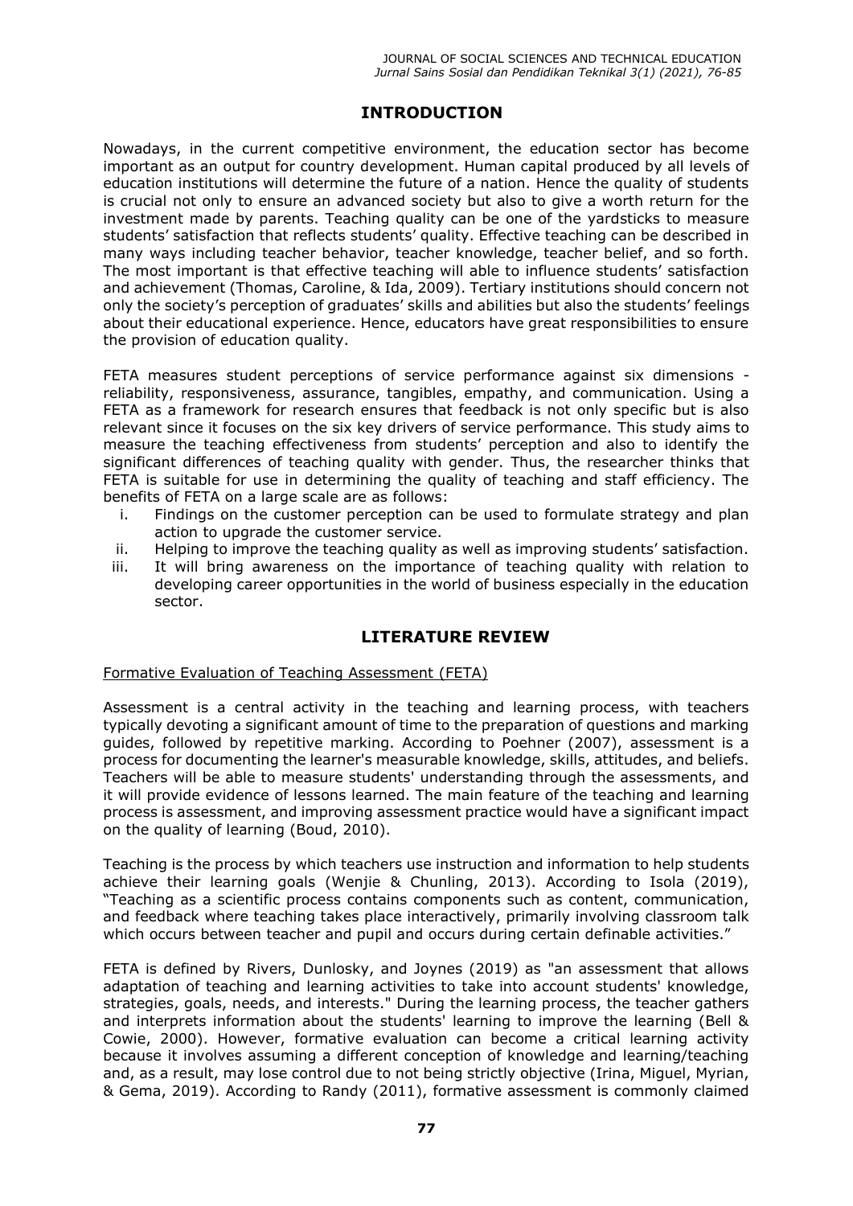## INTRODUCTION

Nowadays, in the current competitive environment, the education sector has become important as an output for country development. Human capital produced by all levels of education institutions will determine the future of a nation. Hence the quality of students is crucial not only to ensure an advanced society but also to give a worth return for the investment made by parents. Teaching quality can be one of the yardsticks to measure students' satisfaction that reflects students' quality. Effective teaching can be described in many ways including teacher behavior, teacher knowledge, teacher belief, and so forth. The most important is that effective teaching will able to influence students' satisfaction and achievement (Thomas, Caroline, & Ida, 2009). Tertiary institutions should concern not only the society's perception of graduates' skills and abilities but also the students' feelings about their educational experience. Hence, educators have great responsibilities to ensure the provision of education quality.

FETA measures student perceptions of service performance against six dimensions - reliability, responsiveness, assurance, tangibles, empathy, and communication. Using a FETA as a framework for research ensures that feedback is not only specific but is also relevant since it focuses on the six key drivers of service performance. This study aims to measure the teaching effectiveness from students' perception and also to identify the significant differences of teaching quality with gender. Thus, the researcher thinks that FETA is suitable for use in determining the quality of teaching and staff efficiency. The benefits of FETA on a large scale are as follows:

i. Findings on the customer perception can be used to formulate strategy and plan action to upgrade the customer service.
ii. Helping to improve the teaching quality as well as improving students' satisfaction.
iii. It will bring awareness on the importance of teaching quality with relation to developing career opportunities in the world of business especially in the education sector.

## LITERATURE REVIEW

### Formative Evaluation of Teaching Assessment (FETA)

Assessment is a central activity in the teaching and learning process, with teachers typically devoting a significant amount of time to the preparation of questions and marking guides, followed by repetitive marking. According to Poehner (2007), assessment is a process for documenting the learner's measurable knowledge, skills, attitudes, and beliefs. Teachers will be able to measure students' understanding through the assessments, and it will provide evidence of lessons learned. The main feature of the teaching and learning process is assessment, and improving assessment practice would have a significant impact on the quality of learning (Boud, 2010).

Teaching is the process by which teachers use instruction and information to help students achieve their learning goals (Wenjie & Chunling, 2013). According to Isola (2019), "Teaching as a scientific process contains components such as content, communication, and feedback where teaching takes place interactively, primarily involving classroom talk which occurs between teacher and pupil and occurs during certain definable activities."

FETA is defined by Rivers, Dunlosky, and Joynes (2019) as "an assessment that allows adaptation of teaching and learning activities to take into account students' knowledge, strategies, goals, needs, and interests." During the learning process, the teacher gathers and interprets information about the students' learning to improve the learning (Bell & Cowie, 2000). However, formative evaluation can become a critical learning activity because it involves assuming a different conception of knowledge and learning/teaching and, as a result, may lose control due to not being strictly objective (Irina, Miguel, Myrian, & Gema, 2019). According to Randy (2011), formative assessment is commonly claimed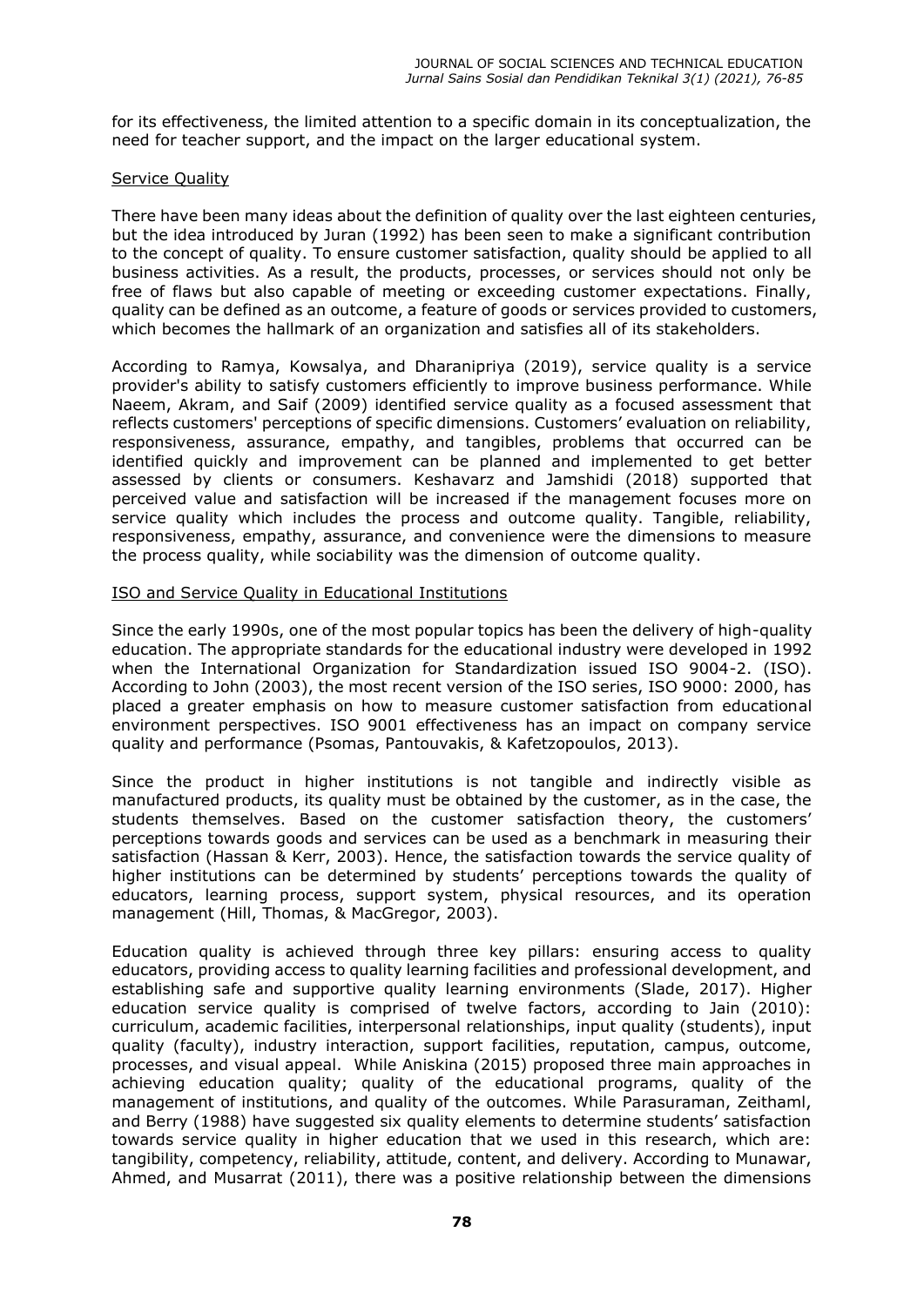for its effectiveness, the limited attention to a specific domain in its conceptualization, the need for teacher support, and the impact on the larger educational system.

### Service Quality

There have been many ideas about the definition of quality over the last eighteen centuries, but the idea introduced by Juran (1992) has been seen to make a significant contribution to the concept of quality. To ensure customer satisfaction, quality should be applied to all business activities. As a result, the products, processes, or services should not only be free of flaws but also capable of meeting or exceeding customer expectations. Finally, quality can be defined as an outcome, a feature of goods or services provided to customers, which becomes the hallmark of an organization and satisfies all of its stakeholders.

According to Ramya, Kowsalya, and Dharanipriya (2019), service quality is a service provider's ability to satisfy customers efficiently to improve business performance. While Naeem, Akram, and Saif (2009) identified service quality as a focused assessment that reflects customers' perceptions of specific dimensions. Customers' evaluation on reliability, responsiveness, assurance, empathy, and tangibles, problems that occurred can be identified quickly and improvement can be planned and implemented to get better assessed by clients or consumers. Keshavarz and Jamshidi (2018) supported that perceived value and satisfaction will be increased if the management focuses more on service quality which includes the process and outcome quality. Tangible, reliability, responsiveness, empathy, assurance, and convenience were the dimensions to measure the process quality, while sociability was the dimension of outcome quality.

### ISO and Service Quality in Educational Institutions

Since the early 1990s, one of the most popular topics has been the delivery of high-quality education. The appropriate standards for the educational industry were developed in 1992 when the International Organization for Standardization issued ISO 9004-2. (ISO). According to John (2003), the most recent version of the ISO series, ISO 9000: 2000, has placed a greater emphasis on how to measure customer satisfaction from educational environment perspectives. ISO 9001 effectiveness has an impact on company service quality and performance (Psomas, Pantouvakis, & Kafetzopoulos, 2013).

Since the product in higher institutions is not tangible and indirectly visible as manufactured products, its quality must be obtained by the customer, as in the case, the students themselves. Based on the customer satisfaction theory, the customers' perceptions towards goods and services can be used as a benchmark in measuring their satisfaction (Hassan & Kerr, 2003). Hence, the satisfaction towards the service quality of higher institutions can be determined by students' perceptions towards the quality of educators, learning process, support system, physical resources, and its operation management (Hill, Thomas, & MacGregor, 2003).

Education quality is achieved through three key pillars: ensuring access to quality educators, providing access to quality learning facilities and professional development, and establishing safe and supportive quality learning environments (Slade, 2017). Higher education service quality is comprised of twelve factors, according to Jain (2010): curriculum, academic facilities, interpersonal relationships, input quality (students), input quality (faculty), industry interaction, support facilities, reputation, campus, outcome, processes, and visual appeal. While Aniskina (2015) proposed three main approaches in achieving education quality; quality of the educational programs, quality of the management of institutions, and quality of the outcomes. While Parasuraman, Zeithaml, and Berry (1988) have suggested six quality elements to determine students' satisfaction towards service quality in higher education that we used in this research, which are: tangibility, competency, reliability, attitude, content, and delivery. According to Munawar, Ahmed, and Musarrat (2011), there was a positive relationship between the dimensions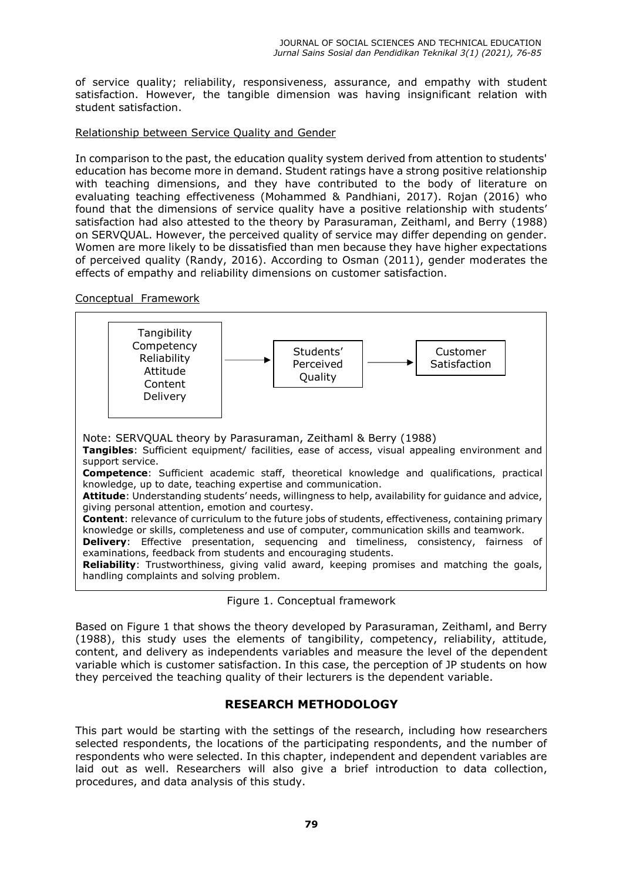of service quality; reliability, responsiveness, assurance, and empathy with student satisfaction. However, the tangible dimension was having insignificant relation with student satisfaction.

### Relationship between Service Quality and Gender

In comparison to the past, the education quality system derived from attention to students' education has become more in demand. Student ratings have a strong positive relationship with teaching dimensions, and they have contributed to the body of literature on evaluating teaching effectiveness (Mohammed & Pandhiani, 2017). Rojan (2016) who found that the dimensions of service quality have a positive relationship with students' satisfaction had also attested to the theory by Parasuraman, Zeithaml, and Berry (1988) on SERVQUAL. However, the perceived quality of service may differ depending on gender. Women are more likely to be dissatisfied than men because they have higher expectations of perceived quality (Randy, 2016). According to Osman (2011), gender moderates the effects of empathy and reliability dimensions on customer satisfaction.

### Conceptual Framework

Tangibility
Competency
Reliability
Attitude
Content
Delivery → Students' Perceived Quality → Customer Satisfaction

Note: SERVQUAL theory by Parasuraman, Zeithaml & Berry (1988)

**Tangibles**: Sufficient equipment/ facilities, ease of access, visual appealing environment and support service.

**Competence**: Sufficient academic staff, theoretical knowledge and qualifications, practical knowledge, up to date, teaching expertise and communication.

**Attitude**: Understanding students' needs, willingness to help, availability for guidance and advice, giving personal attention, emotion and courtesy.

**Content**: relevance of curriculum to the future jobs of students, effectiveness, containing primary knowledge or skills, completeness and use of computer, communication skills and teamwork.

**Delivery**: Effective presentation, sequencing and timeliness, consistency, fairness of examinations, feedback from students and encouraging students.

**Reliability**: Trustworthiness, giving valid award, keeping promises and matching the goals, handling complaints and solving problem.

Figure 1. Conceptual framework

Based on Figure 1 that shows the theory developed by Parasuraman, Zeithaml, and Berry (1988), this study uses the elements of tangibility, competency, reliability, attitude, content, and delivery as independents variables and measure the level of the dependent variable which is customer satisfaction. In this case, the perception of JP students on how they perceived the teaching quality of their lecturers is the dependent variable.

## RESEARCH METHODOLOGY

This part would be starting with the settings of the research, including how researchers selected respondents, the locations of the participating respondents, and the number of respondents who were selected. In this chapter, independent and dependent variables are laid out as well. Researchers will also give a brief introduction to data collection, procedures, and data analysis of this study.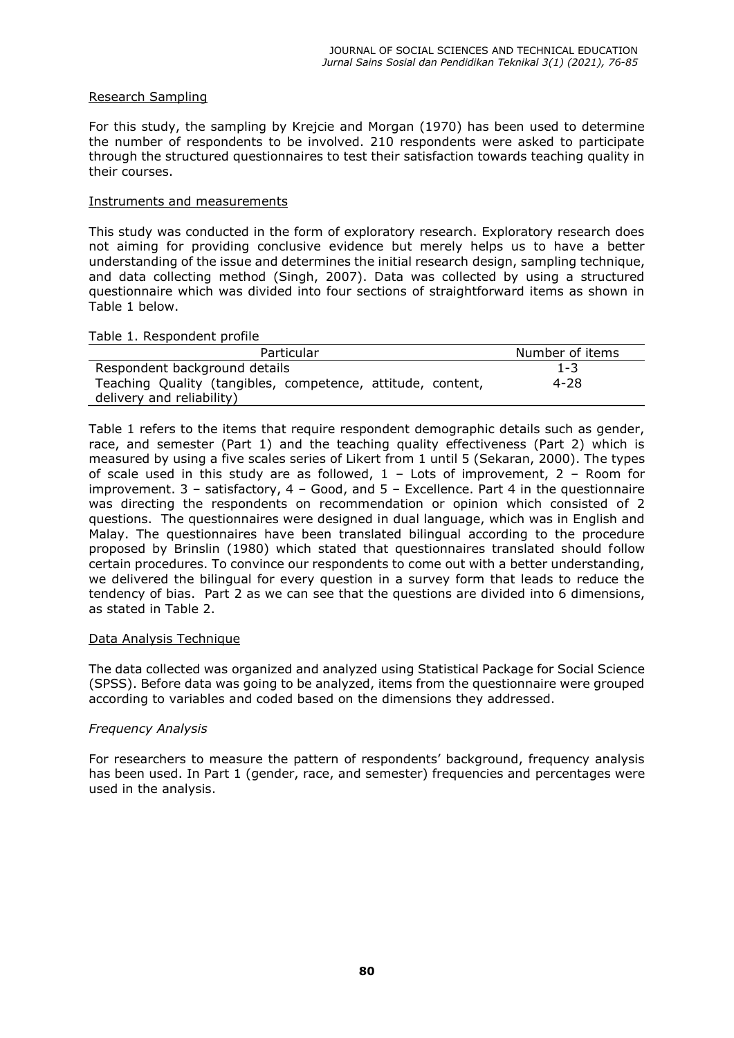Research Sampling

For this study, the sampling by Krejcie and Morgan (1970) has been used to determine the number of respondents to be involved. 210 respondents were asked to participate through the structured questionnaires to test their satisfaction towards teaching quality in their courses.

Instruments and measurements

This study was conducted in the form of exploratory research. Exploratory research does not aiming for providing conclusive evidence but merely helps us to have a better understanding of the issue and determines the initial research design, sampling technique, and data collecting method (Singh, 2007). Data was collected by using a structured questionnaire which was divided into four sections of straightforward items as shown in Table 1 below.

Table 1. Respondent profile

| Particular | Number of items |
|---|---|
| Respondent background details | 1-3 |
| Teaching Quality (tangibles, competence, attitude, content, delivery and reliability) | 4-28 |

Table 1 refers to the items that require respondent demographic details such as gender, race, and semester (Part 1) and the teaching quality effectiveness (Part 2) which is measured by using a five scales series of Likert from 1 until 5 (Sekaran, 2000). The types of scale used in this study are as followed, 1 – Lots of improvement, 2 – Room for improvement. 3 – satisfactory, 4 – Good, and 5 – Excellence. Part 4 in the questionnaire was directing the respondents on recommendation or opinion which consisted of 2 questions. The questionnaires were designed in dual language, which was in English and Malay. The questionnaires have been translated bilingual according to the procedure proposed by Brinslin (1980) which stated that questionnaires translated should follow certain procedures. To convince our respondents to come out with a better understanding, we delivered the bilingual for every question in a survey form that leads to reduce the tendency of bias. Part 2 as we can see that the questions are divided into 6 dimensions, as stated in Table 2.

Data Analysis Technique

The data collected was organized and analyzed using Statistical Package for Social Science (SPSS). Before data was going to be analyzed, items from the questionnaire were grouped according to variables and coded based on the dimensions they addressed.

*Frequency Analysis*

For researchers to measure the pattern of respondents' background, frequency analysis has been used. In Part 1 (gender, race, and semester) frequencies and percentages were used in the analysis.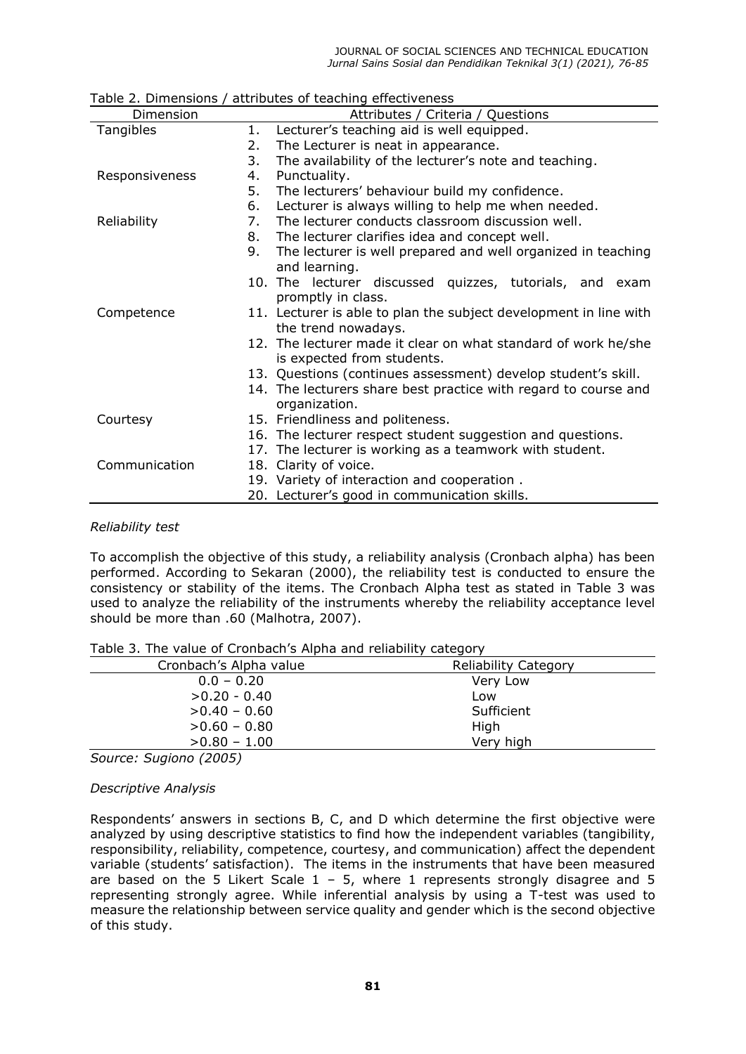Table 2. Dimensions / attributes of teaching effectiveness

| Dimension | Attributes / Criteria / Questions |
|---|---|
| Tangibles | 1. Lecturer's teaching aid is well equipped. |
| | 2. The Lecturer is neat in appearance. |
| | 3. The availability of the lecturer's note and teaching. |
| Responsiveness | 4. Punctuality. |
| | 5. The lecturers' behaviour build my confidence. |
| | 6. Lecturer is always willing to help me when needed. |
| Reliability | 7. The lecturer conducts classroom discussion well. |
| | 8. The lecturer clarifies idea and concept well. |
| | 9. The lecturer is well prepared and well organized in teaching and learning. |
| | 10. The lecturer discussed quizzes, tutorials, and exam promptly in class. |
| Competence | 11. Lecturer is able to plan the subject development in line with the trend nowadays. |
| | 12. The lecturer made it clear on what standard of work he/she is expected from students. |
| | 13. Questions (continues assessment) develop student's skill. |
| | 14. The lecturers share best practice with regard to course and organization. |
| Courtesy | 15. Friendliness and politeness. |
| | 16. The lecturer respect student suggestion and questions. |
| | 17. The lecturer is working as a teamwork with student. |
| Communication | 18. Clarity of voice. |
| | 19. Variety of interaction and cooperation . |
| | 20. Lecturer's good in communication skills. |

*Reliability test*

To accomplish the objective of this study, a reliability analysis (Cronbach alpha) has been performed. According to Sekaran (2000), the reliability test is conducted to ensure the consistency or stability of the items. The Cronbach Alpha test as stated in Table 3 was used to analyze the reliability of the instruments whereby the reliability acceptance level should be more than .60 (Malhotra, 2007).

Table 3. The value of Cronbach's Alpha and reliability category

| Cronbach's Alpha value | Reliability Category |
|---|---|
| 0.0 – 0.20 | Very Low |
| >0.20 - 0.40 | Low |
| >0.40 – 0.60 | Sufficient |
| >0.60 – 0.80 | High |
| >0.80 – 1.00 | Very high |

*Source: Sugiono (2005)*

*Descriptive Analysis*

Respondents' answers in sections B, C, and D which determine the first objective were analyzed by using descriptive statistics to find how the independent variables (tangibility, responsibility, reliability, competence, courtesy, and communication) affect the dependent variable (students' satisfaction). The items in the instruments that have been measured are based on the 5 Likert Scale 1 – 5, where 1 represents strongly disagree and 5 representing strongly agree. While inferential analysis by using a T-test was used to measure the relationship between service quality and gender which is the second objective of this study.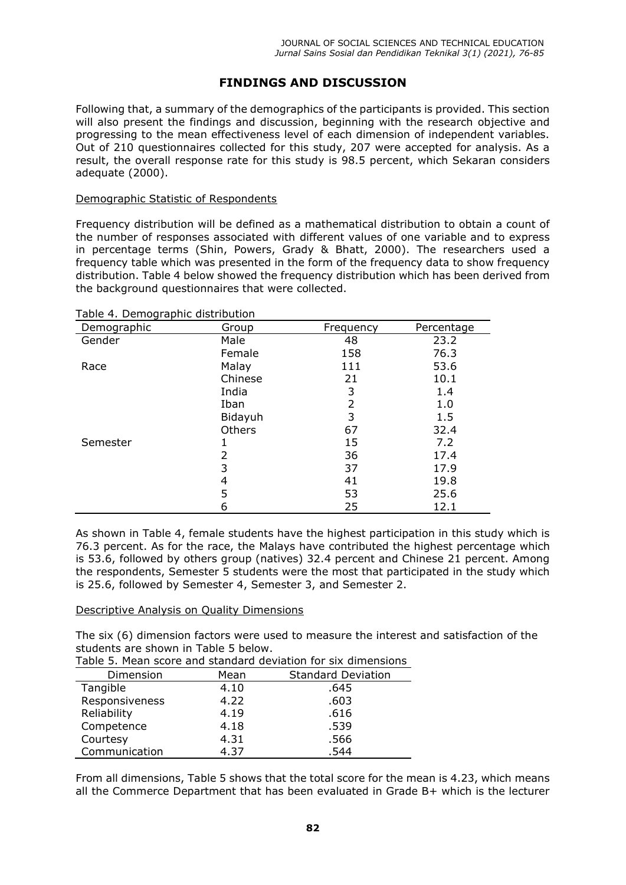# FINDINGS AND DISCUSSION

Following that, a summary of the demographics of the participants is provided. This section will also present the findings and discussion, beginning with the research objective and progressing to the mean effectiveness level of each dimension of independent variables. Out of 210 questionnaires collected for this study, 207 were accepted for analysis. As a result, the overall response rate for this study is 98.5 percent, which Sekaran considers adequate (2000).

## Demographic Statistic of Respondents

Frequency distribution will be defined as a mathematical distribution to obtain a count of the number of responses associated with different values of one variable and to express in percentage terms (Shin, Powers, Grady & Bhatt, 2000). The researchers used a frequency table which was presented in the form of the frequency data to show frequency distribution. Table 4 below showed the frequency distribution which has been derived from the background questionnaires that were collected.

Table 4. Demographic distribution

| Demographic | Group | Frequency | Percentage |
|---|---|---|---|
| Gender | Male | 48 | 23.2 |
| | Female | 158 | 76.3 |
| Race | Malay | 111 | 53.6 |
| | Chinese | 21 | 10.1 |
| | India | 3 | 1.4 |
| | Iban | 2 | 1.0 |
| | Bidayuh | 3 | 1.5 |
| | Others | 67 | 32.4 |
| Semester | 1 | 15 | 7.2 |
| | 2 | 36 | 17.4 |
| | 3 | 37 | 17.9 |
| | 4 | 41 | 19.8 |
| | 5 | 53 | 25.6 |
| | 6 | 25 | 12.1 |

As shown in Table 4, female students have the highest participation in this study which is 76.3 percent. As for the race, the Malays have contributed the highest percentage which is 53.6, followed by others group (natives) 32.4 percent and Chinese 21 percent. Among the respondents, Semester 5 students were the most that participated in the study which is 25.6, followed by Semester 4, Semester 3, and Semester 2.

## Descriptive Analysis on Quality Dimensions

The six (6) dimension factors were used to measure the interest and satisfaction of the students are shown in Table 5 below.

Table 5. Mean score and standard deviation for six dimensions

| Dimension | Mean | Standard Deviation |
|---|---|---|
| Tangible | 4.10 | .645 |
| Responsiveness | 4.22 | .603 |
| Reliability | 4.19 | .616 |
| Competence | 4.18 | .539 |
| Courtesy | 4.31 | .566 |
| Communication | 4.37 | .544 |

From all dimensions, Table 5 shows that the total score for the mean is 4.23, which means all the Commerce Department that has been evaluated in Grade B+ which is the lecturer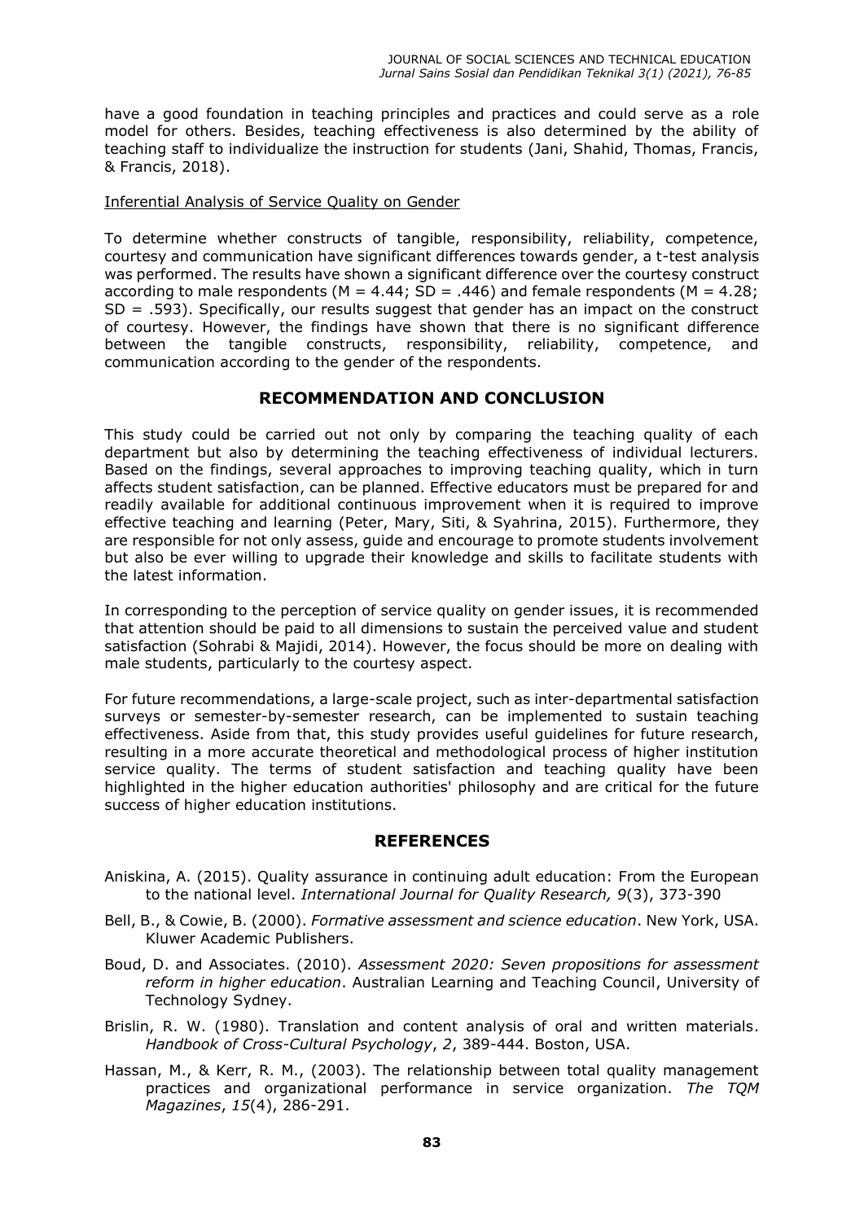have a good foundation in teaching principles and practices and could serve as a role model for others. Besides, teaching effectiveness is also determined by the ability of teaching staff to individualize the instruction for students (Jani, Shahid, Thomas, Francis, & Francis, 2018).

Inferential Analysis of Service Quality on Gender

To determine whether constructs of tangible, responsibility, reliability, competence, courtesy and communication have significant differences towards gender, a t-test analysis was performed. The results have shown a significant difference over the courtesy construct according to male respondents ($M = 4.44$; $SD = .446$) and female respondents ($M = 4.28$; $SD = .593$). Specifically, our results suggest that gender has an impact on the construct of courtesy. However, the findings have shown that there is no significant difference between the tangible constructs, responsibility, reliability, competence, and communication according to the gender of the respondents.

## RECOMMENDATION AND CONCLUSION

This study could be carried out not only by comparing the teaching quality of each department but also by determining the teaching effectiveness of individual lecturers. Based on the findings, several approaches to improving teaching quality, which in turn affects student satisfaction, can be planned. Effective educators must be prepared for and readily available for additional continuous improvement when it is required to improve effective teaching and learning (Peter, Mary, Siti, & Syahrina, 2015). Furthermore, they are responsible for not only assess, guide and encourage to promote students involvement but also be ever willing to upgrade their knowledge and skills to facilitate students with the latest information.

In corresponding to the perception of service quality on gender issues, it is recommended that attention should be paid to all dimensions to sustain the perceived value and student satisfaction (Sohrabi & Majidi, 2014). However, the focus should be more on dealing with male students, particularly to the courtesy aspect.

For future recommendations, a large-scale project, such as inter-departmental satisfaction surveys or semester-by-semester research, can be implemented to sustain teaching effectiveness. Aside from that, this study provides useful guidelines for future research, resulting in a more accurate theoretical and methodological process of higher institution service quality. The terms of student satisfaction and teaching quality have been highlighted in the higher education authorities' philosophy and are critical for the future success of higher education institutions.

## REFERENCES

Aniskina, A. (2015). Quality assurance in continuing adult education: From the European to the national level. *International Journal for Quality Research, 9*(3), 373-390

Bell, B., & Cowie, B. (2000). *Formative assessment and science education*. New York, USA. Kluwer Academic Publishers.

Boud, D. and Associates. (2010). *Assessment 2020: Seven propositions for assessment reform in higher education*. Australian Learning and Teaching Council, University of Technology Sydney.

Brislin, R. W. (1980). Translation and content analysis of oral and written materials. *Handbook of Cross-Cultural Psychology*, *2*, 389-444. Boston, USA.

Hassan, M., & Kerr, R. M., (2003). The relationship between total quality management practices and organizational performance in service organization. *The TQM Magazines*, *15*(4), 286-291.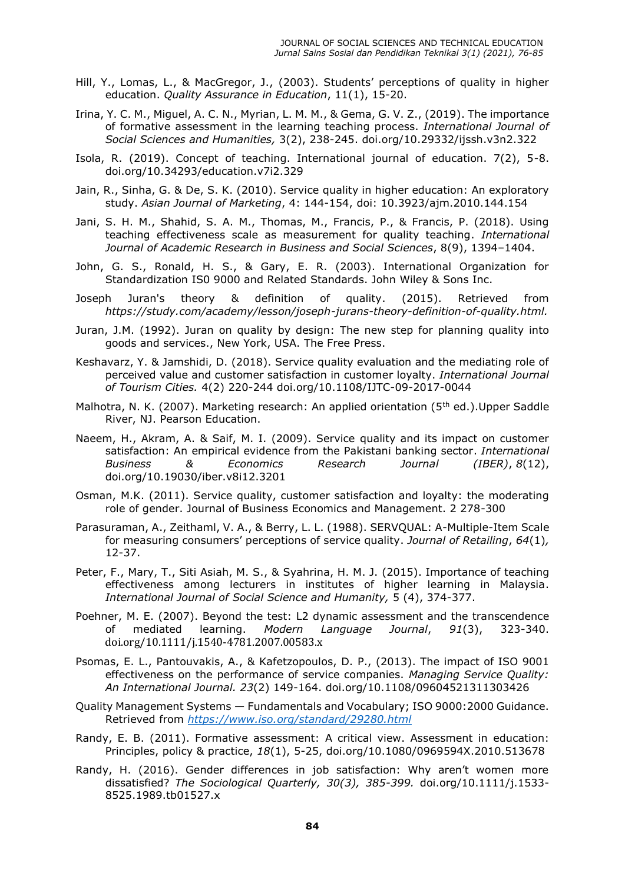Hill, Y., Lomas, L., & MacGregor, J., (2003). Students' perceptions of quality in higher education. *Quality Assurance in Education*, 11(1), 15-20.

Irina, Y. C. M., Miguel, A. C. N., Myrian, L. M. M., & Gema, G. V. Z., (2019). The importance of formative assessment in the learning teaching process. *International Journal of Social Sciences and Humanities,* 3(2), 238-245. doi.org/10.29332/ijssh.v3n2.322

Isola, R. (2019). Concept of teaching. International journal of education. 7(2), 5-8. doi.org/10.34293/education.v7i2.329

Jain, R., Sinha, G. & De, S. K. (2010). Service quality in higher education: An exploratory study. *Asian Journal of Marketing*, 4: 144-154, doi: 10.3923/ajm.2010.144.154

Jani, S. H. M., Shahid, S. A. M., Thomas, M., Francis, P., & Francis, P. (2018). Using teaching effectiveness scale as measurement for quality teaching. *International Journal of Academic Research in Business and Social Sciences*, 8(9), 1394–1404.

John, G. S., Ronald, H. S., & Gary, E. R. (2003). International Organization for Standardization IS0 9000 and Related Standards. John Wiley & Sons Inc.

Joseph Juran's theory & definition of quality. (2015). Retrieved from *https://study.com/academy/lesson/joseph-jurans-theory-definition-of-quality.html.*

Juran, J.M. (1992). Juran on quality by design: The new step for planning quality into goods and services., New York, USA. The Free Press.

Keshavarz, Y. & Jamshidi, D. (2018). Service quality evaluation and the mediating role of perceived value and customer satisfaction in customer loyalty. *International Journal of Tourism Cities.* 4(2) 220-244 doi.org/10.1108/IJTC-09-2017-0044

Malhotra, N. K. (2007). Marketing research: An applied orientation (5th ed.).Upper Saddle River, NJ. Pearson Education.

Naeem, H., Akram, A. & Saif, M. I. (2009). Service quality and its impact on customer satisfaction: An empirical evidence from the Pakistani banking sector. *International Business & Economics Research Journal (IBER)*, *8*(12), doi.org/10.19030/iber.v8i12.3201

Osman, M.K. (2011). Service quality, customer satisfaction and loyalty: the moderating role of gender. Journal of Business Economics and Management. 2 278-300

Parasuraman, A., Zeithaml, V. A., & Berry, L. L. (1988). SERVQUAL: A-Multiple-Item Scale for measuring consumers' perceptions of service quality. *Journal of Retailing*, *64*(1), 12-37.

Peter, F., Mary, T., Siti Asiah, M. S., & Syahrina, H. M. J. (2015). Importance of teaching effectiveness among lecturers in institutes of higher learning in Malaysia. *International Journal of Social Science and Humanity,* 5 (4), 374-377.

Poehner, M. E. (2007). Beyond the test: L2 dynamic assessment and the transcendence of mediated learning. *Modern Language Journal*, *91*(3), 323-340. doi.org/10.1111/j.1540-4781.2007.00583.x

Psomas, E. L., Pantouvakis, A., & Kafetzopoulos, D. P., (2013). The impact of ISO 9001 effectiveness on the performance of service companies. *Managing Service Quality: An International Journal. 23*(2) 149-164. doi.org/10.1108/09604521311303426

Quality Management Systems — Fundamentals and Vocabulary; ISO 9000:2000 Guidance. Retrieved from [https://www.iso.org/standard/29280.html](https://www.iso.org/standard/29280.html)

Randy, E. B. (2011). Formative assessment: A critical view. Assessment in education: Principles, policy & practice, *18*(1), 5-25, doi.org/10.1080/0969594X.2010.513678

Randy, H. (2016). Gender differences in job satisfaction: Why aren't women more dissatisfied? *The Sociological Quarterly, 30(3), 385-399.* doi.org/10.1111/j.1533-8525.1989.tb01527.x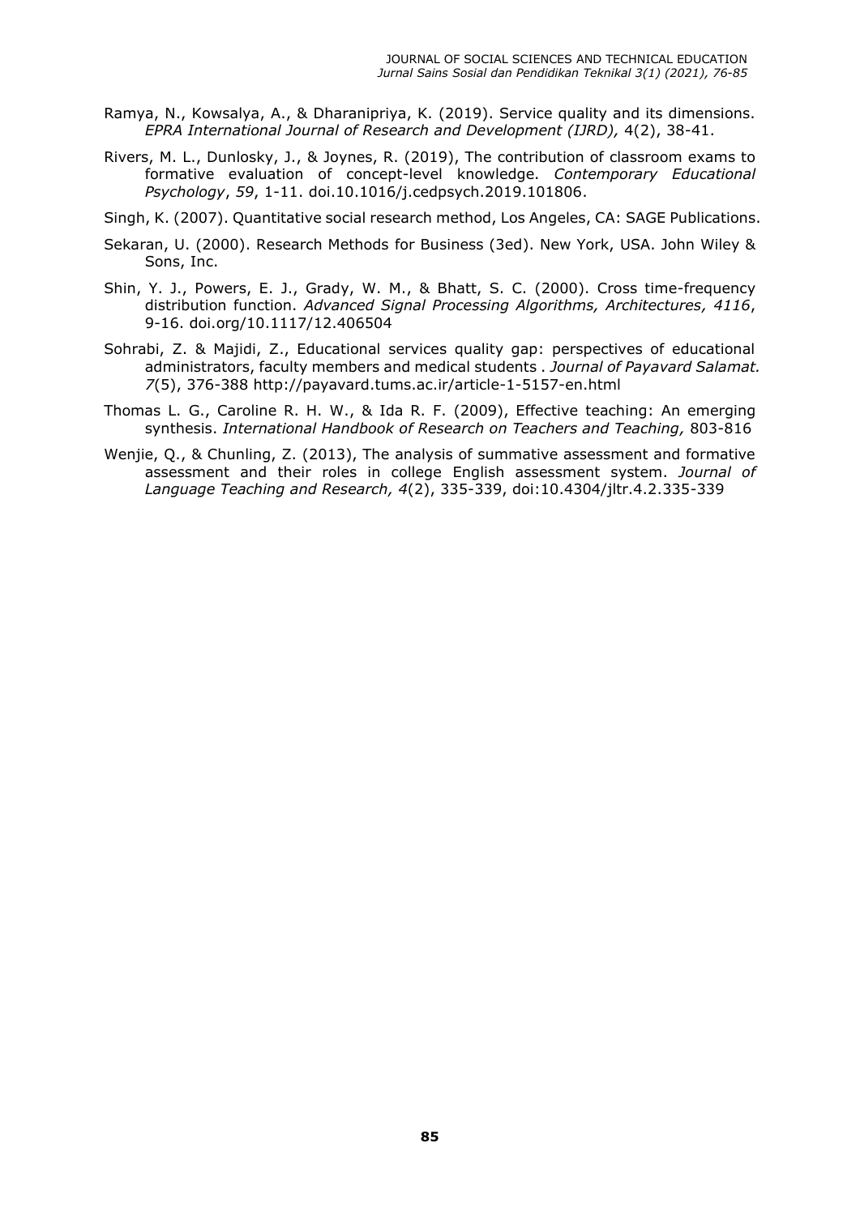Ramya, N., Kowsalya, A., & Dharanipriya, K. (2019). Service quality and its dimensions. *EPRA International Journal of Research and Development (IJRD),* 4(2), 38-41.

Rivers, M. L., Dunlosky, J., & Joynes, R. (2019), The contribution of classroom exams to formative evaluation of concept-level knowledge. *Contemporary Educational Psychology*, *59*, 1-11. doi.10.1016/j.cedpsych.2019.101806.

Singh, K. (2007). Quantitative social research method, Los Angeles, CA: SAGE Publications.

Sekaran, U. (2000). Research Methods for Business (3ed). New York, USA. John Wiley & Sons, Inc.

Shin, Y. J., Powers, E. J., Grady, W. M., & Bhatt, S. C. (2000). Cross time-frequency distribution function. *Advanced Signal Processing Algorithms, Architectures, 4116*, 9-16. doi.org/10.1117/12.406504

Sohrabi, Z. & Majidi, Z., Educational services quality gap: perspectives of educational administrators, faculty members and medical students . *Journal of Payavard Salamat. 7*(5), 376-388 http://payavard.tums.ac.ir/article-1-5157-en.html

Thomas L. G., Caroline R. H. W., & Ida R. F. (2009), Effective teaching: An emerging synthesis. *International Handbook of Research on Teachers and Teaching,* 803-816

Wenjie, Q., & Chunling, Z. (2013), The analysis of summative assessment and formative assessment and their roles in college English assessment system. *Journal of Language Teaching and Research, 4*(2), 335-339, doi:10.4304/jltr.4.2.335-339